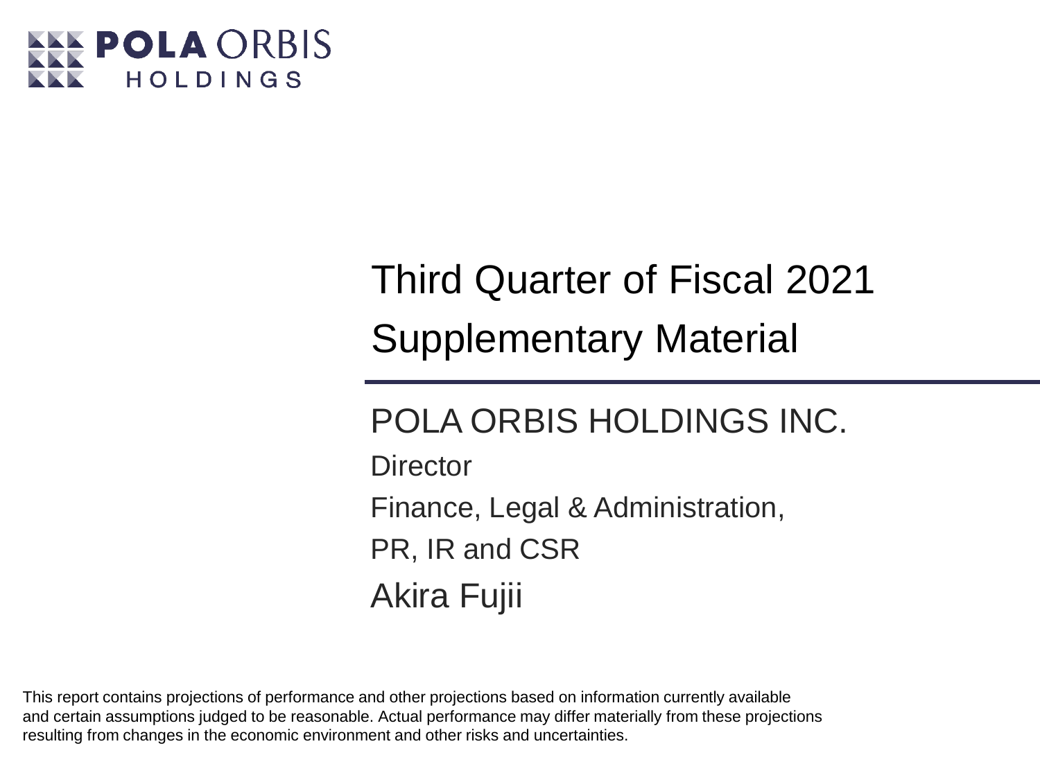POLA ORBIS HOLDINGS

# Third Quarter of Fiscal 2021 Supplementary Material

POLA ORBIS HOLDINGS INC.

Director

Finance, Legal & Administration,

PR, IR and CSR

Akira Fujii

This report contains projections of performance and other projections based on information currently available and certain assumptions judged to be reasonable. Actual performance may differ materially from these projections resulting from changes in the economic environment and other risks and uncertainties.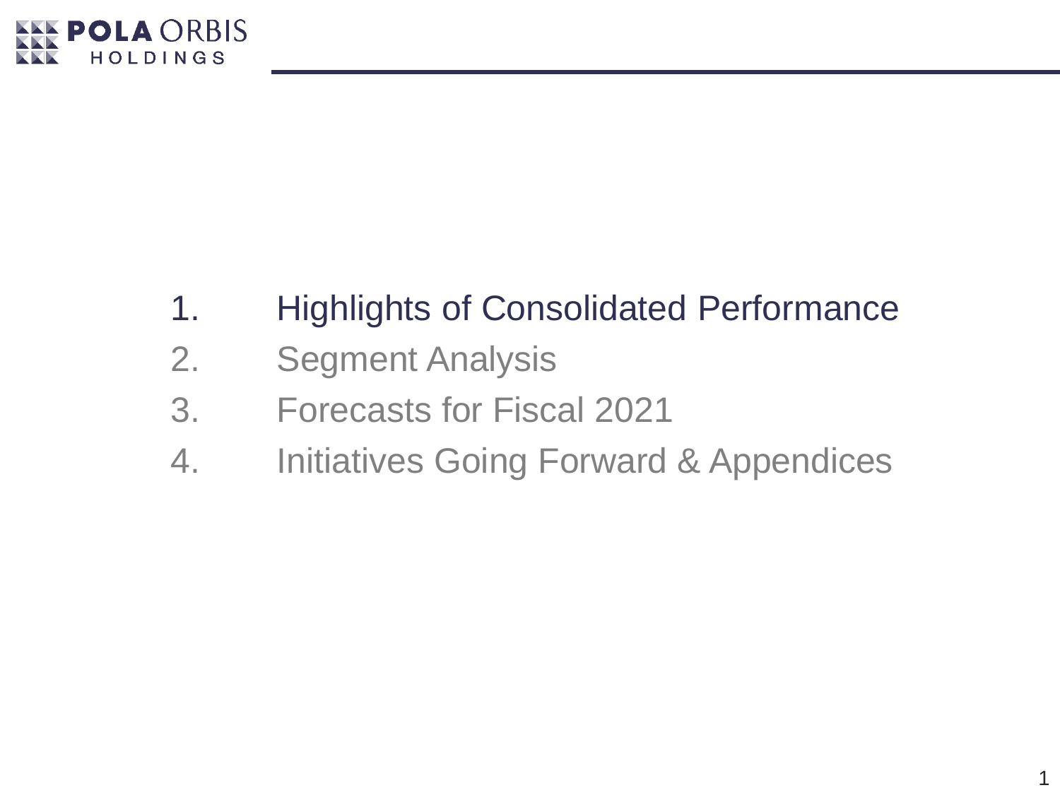1. Highlights of Consolidated Performance
2. Segment Analysis
3. Forecasts for Fiscal 2021
4. Initiatives Going Forward & Appendices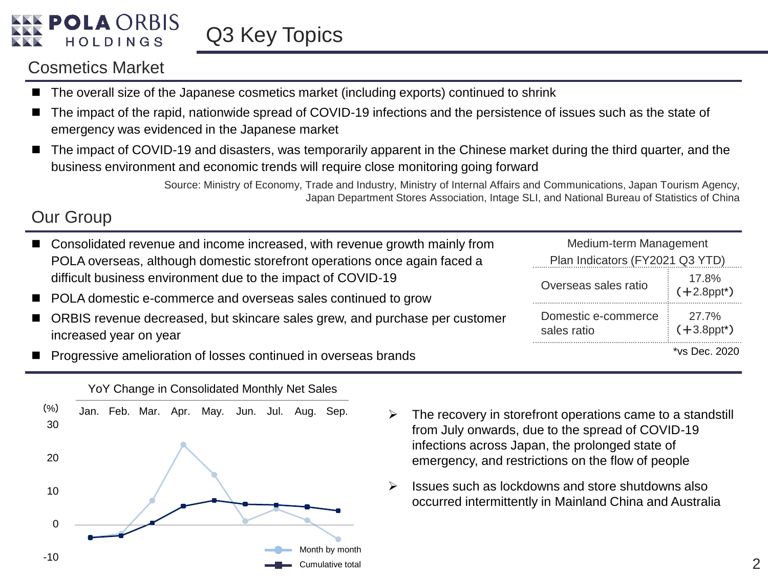# Q3 Key Topics

## Cosmetics Market

- The overall size of the Japanese cosmetics market (including exports) continued to shrink
- The impact of the rapid, nationwide spread of COVID-19 infections and the persistence of issues such as the state of emergency was evidenced in the Japanese market
- The impact of COVID-19 and disasters, was temporarily apparent in the Chinese market during the third quarter, and the business environment and economic trends will require close monitoring going forward

Source: Ministry of Economy, Trade and Industry, Ministry of Internal Affairs and Communications, Japan Tourism Agency, Japan Department Stores Association, Intage SLI, and National Bureau of Statistics of China

## Our Group

- Consolidated revenue and income increased, with revenue growth mainly from POLA overseas, although domestic storefront operations once again faced a difficult business environment due to the impact of COVID-19
- POLA domestic e-commerce and overseas sales continued to grow
- ORBIS revenue decreased, but skincare sales grew, and purchase per customer increased year on year
- Progressive amelioration of losses continued in overseas brands

| Medium-term Management Plan Indicators (FY2021 Q3 YTD) | |
|---|---|
| Overseas sales ratio | 17.8% (+2.8ppt*) |
| Domestic e-commerce sales ratio | 27.7% (+3.8ppt*) |

*vs Dec. 2020

**YoY Change in Consolidated Monthly Net Sales**

(%)

| | Jan. | Feb. | Mar. | Apr. | May. | Jun. | Jul. | Aug. | Sep. |
|---|---|---|---|---|---|---|---|---|---|
| Month by month | -4 | -3 | 7 | 24 | 15 | 1 | 5 | 1 | -4 |
| Cumulative total | -4 | -3.5 | 0.5 | 5.5 | 7 | 6 | 6 | 5.5 | 4 |

- The recovery in storefront operations came to a standstill from July onwards, due to the spread of COVID-19 infections across Japan, the prolonged state of emergency, and restrictions on the flow of people
- Issues such as lockdowns and store shutdowns also occurred intermittently in Mainland China and Australia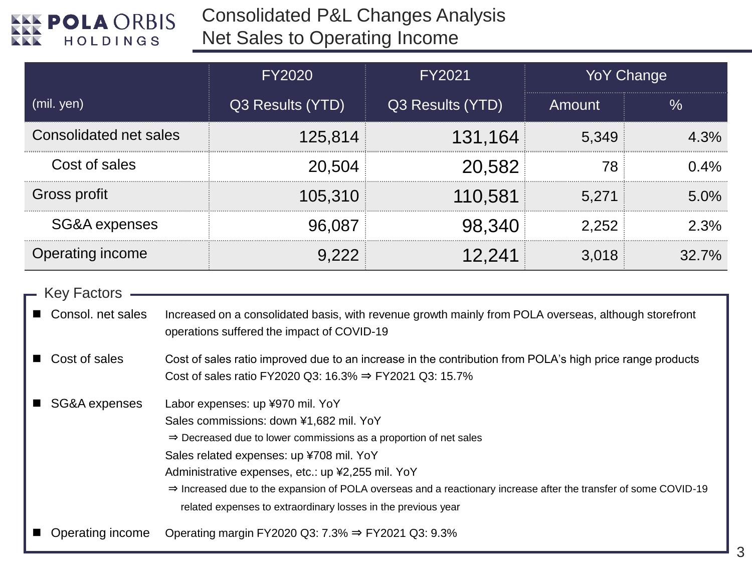# Consolidated P&L Changes Analysis
## Net Sales to Operating Income

| (mil. yen) | FY2020 Q3 Results (YTD) | FY2021 Q3 Results (YTD) | YoY Change Amount | YoY Change % |
|---|---|---|---|---|
| Consolidated net sales | 125,814 | 131,164 | 5,349 | 4.3% |
| Cost of sales | 20,504 | 20,582 | 78 | 0.4% |
| Gross profit | 105,310 | 110,581 | 5,271 | 5.0% |
| SG&A expenses | 96,087 | 98,340 | 2,252 | 2.3% |
| Operating income | 9,222 | 12,241 | 3,018 | 32.7% |

### Key Factors

- **Consol. net sales**: Increased on a consolidated basis, with revenue growth mainly from POLA overseas, although storefront operations suffered the impact of COVID-19
- **Cost of sales**: Cost of sales ratio improved due to an increase in the contribution from POLA's high price range products
  Cost of sales ratio FY2020 Q3: 16.3% ⇒ FY2021 Q3: 15.7%
- **SG&A expenses**:
  Labor expenses: up ¥970 mil. YoY
  Sales commissions: down ¥1,682 mil. YoY
  ⇒ Decreased due to lower commissions as a proportion of net sales
  Sales related expenses: up ¥708 mil. YoY
  Administrative expenses, etc.: up ¥2,255 mil. YoY
  ⇒ Increased due to the expansion of POLA overseas and a reactionary increase after the transfer of some COVID-19 related expenses to extraordinary losses in the previous year
- **Operating income**: Operating margin FY2020 Q3: 7.3% ⇒ FY2021 Q3: 9.3%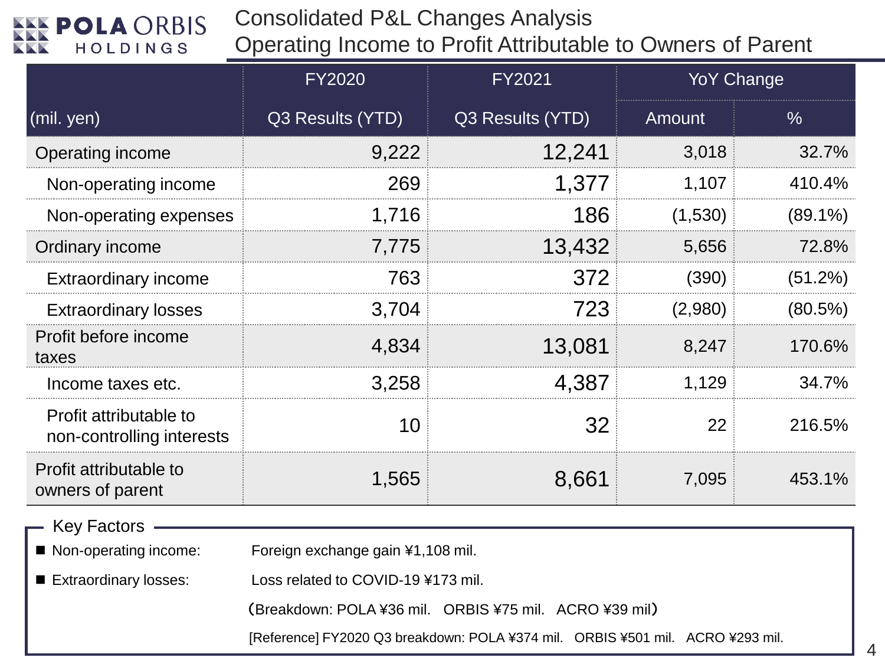# Consolidated P&L Changes Analysis
## Operating Income to Profit Attributable to Owners of Parent

| (mil. yen) | FY2020 | FY2021 | YoY Change | |
|---|---|---|---|---|
| | Q3 Results (YTD) | Q3 Results (YTD) | Amount | % |
| Operating income | 9,222 | 12,241 | 3,018 | 32.7% |
| Non-operating income | 269 | 1,377 | 1,107 | 410.4% |
| Non-operating expenses | 1,716 | 186 | (1,530) | (89.1%) |
| Ordinary income | 7,775 | 13,432 | 5,656 | 72.8% |
| Extraordinary income | 763 | 372 | (390) | (51.2%) |
| Extraordinary losses | 3,704 | 723 | (2,980) | (80.5%) |
| Profit before income taxes | 4,834 | 13,081 | 8,247 | 170.6% |
| Income taxes etc. | 3,258 | 4,387 | 1,129 | 34.7% |
| Profit attributable to non-controlling interests | 10 | 32 | 22 | 216.5% |
| Profit attributable to owners of parent | 1,565 | 8,661 | 7,095 | 453.1% |

**Key Factors**

- Non-operating income: Foreign exchange gain ¥1,108 mil.
- Extraordinary losses: Loss related to COVID-19 ¥173 mil.
  （Breakdown: POLA ¥36 mil.　ORBIS ¥75 mil.　ACRO ¥39 mil）
  [Reference] FY2020 Q3 breakdown: POLA ¥374 mil.　ORBIS ¥501 mil.　ACRO ¥293 mil.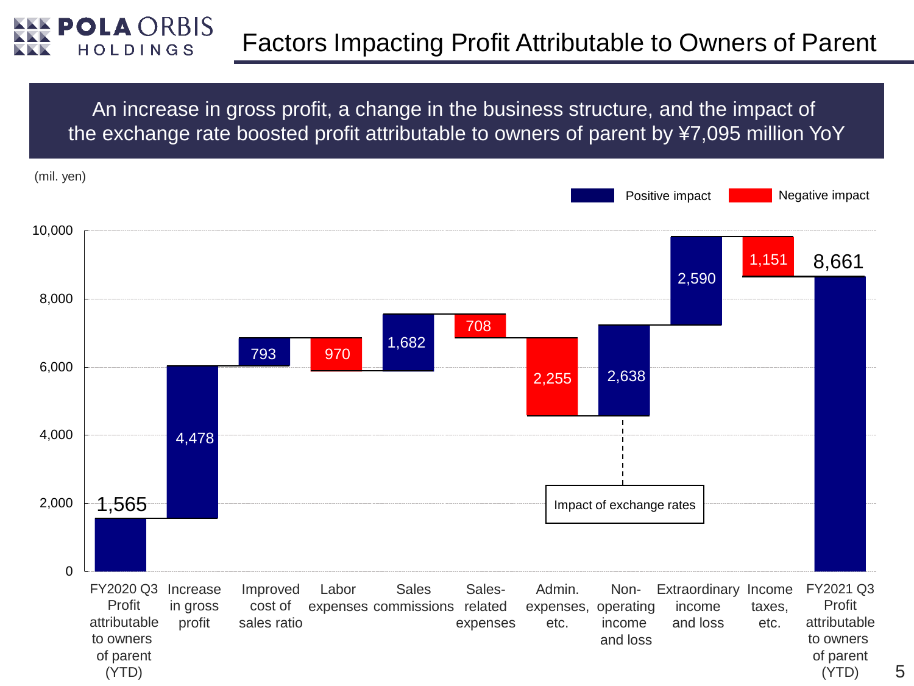# Factors Impacting Profit Attributable to Owners of Parent

An increase in gross profit, a change in the business structure, and the impact of the exchange rate boosted profit attributable to owners of parent by ¥7,095 million YoY

(mil. yen)

| Item | Amount | Impact |
| --- | --- | --- |
| FY2020 Q3 Profit attributable to owners of parent (YTD) | 1,565 | |
| Increase in gross profit | 4,478 | Positive impact |
| Improved cost of sales ratio | 793 | Positive impact |
| Labor expenses | 970 | Negative impact |
| Sales commissions | 1,682 | Positive impact |
| Sales-related expenses | 708 | Negative impact |
| Admin. expenses, etc. | 2,255 | Negative impact |
| Non-operating income and loss | 2,638 | Positive impact |
| Extraordinary income and loss | 2,590 | Positive impact |
| Income taxes, etc. | 1,151 | Negative impact |
| FY2021 Q3 Profit attributable to owners of parent (YTD) | 8,661 | |

Impact of exchange rates (Non-operating income and loss)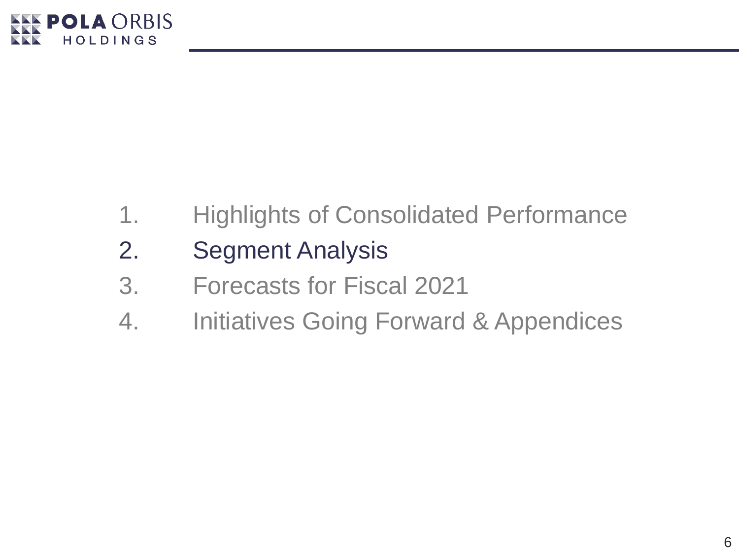1. Highlights of Consolidated Performance
2. **Segment Analysis**
3. Forecasts for Fiscal 2021
4. Initiatives Going Forward & Appendices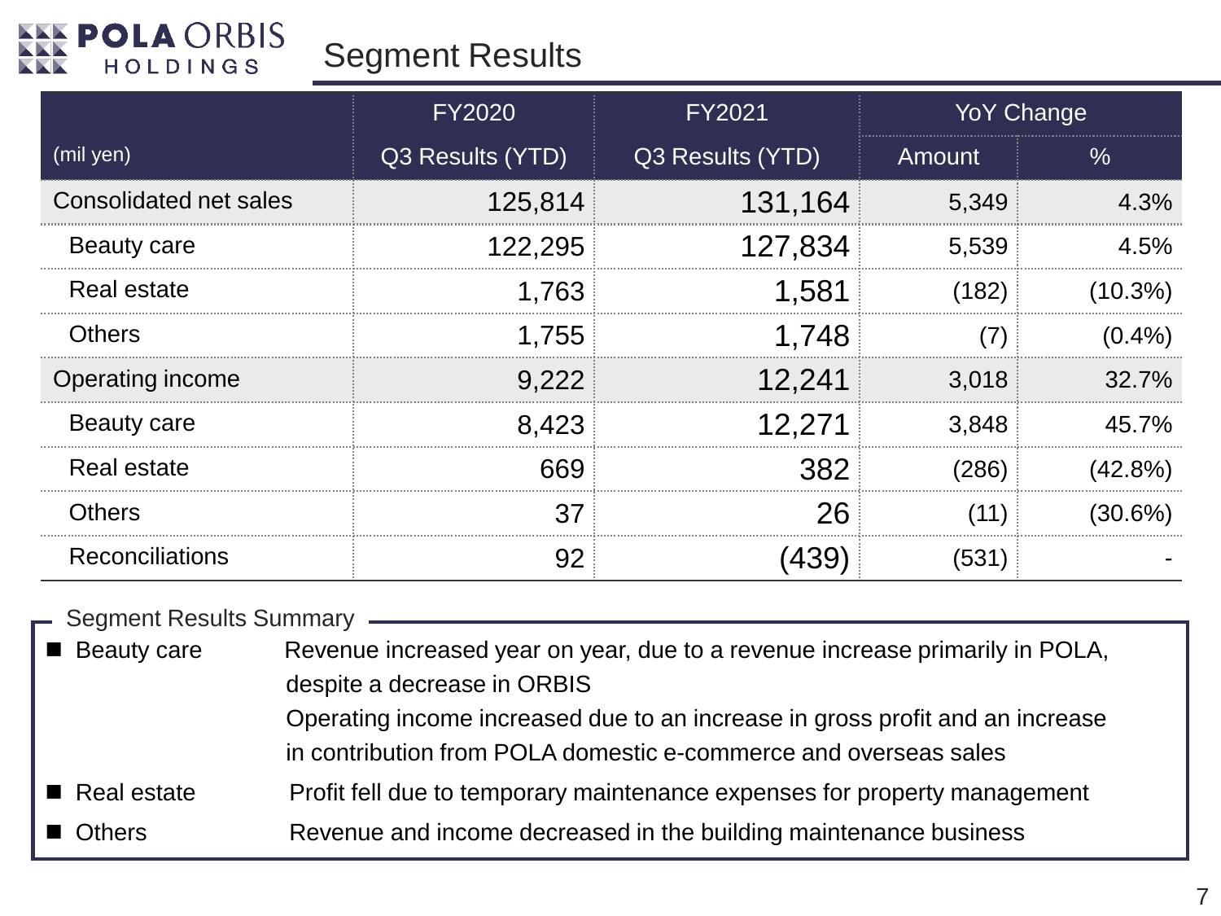## Segment Results

| (mil yen) | FY2020 Q3 Results (YTD) | FY2021 Q3 Results (YTD) | YoY Change | |
|---|---|---|---|---|
| | | | Amount | % |
| Consolidated net sales | 125,814 | 131,164 | 5,349 | 4.3% |
| Beauty care | 122,295 | 127,834 | 5,539 | 4.5% |
| Real estate | 1,763 | 1,581 | (182) | (10.3%) |
| Others | 1,755 | 1,748 | (7) | (0.4%) |
| Operating income | 9,222 | 12,241 | 3,018 | 32.7% |
| Beauty care | 8,423 | 12,271 | 3,848 | 45.7% |
| Real estate | 669 | 382 | (286) | (42.8%) |
| Others | 37 | 26 | (11) | (30.6%) |
| Reconciliations | 92 | (439) | (531) | - |

### Segment Results Summary

- **Beauty care** — Revenue increased year on year, due to a revenue increase primarily in POLA, despite a decrease in ORBIS. Operating income increased due to an increase in gross profit and an increase in contribution from POLA domestic e-commerce and overseas sales
- **Real estate** — Profit fell due to temporary maintenance expenses for property management
- **Others** — Revenue and income decreased in the building maintenance business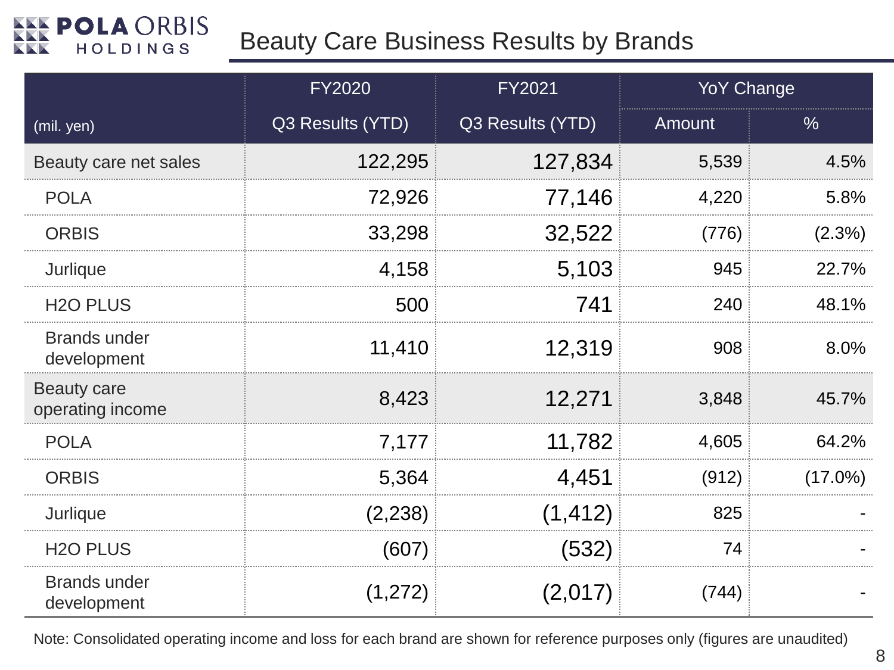# Beauty Care Business Results by Brands

| (mil. yen) | FY2020 Q3 Results (YTD) | FY2021 Q3 Results (YTD) | YoY Change Amount | YoY Change % |
|---|---|---|---|---|
| Beauty care net sales | 122,295 | 127,834 | 5,539 | 4.5% |
| POLA | 72,926 | 77,146 | 4,220 | 5.8% |
| ORBIS | 33,298 | 32,522 | (776) | (2.3%) |
| Jurlique | 4,158 | 5,103 | 945 | 22.7% |
| H2O PLUS | 500 | 741 | 240 | 48.1% |
| Brands under development | 11,410 | 12,319 | 908 | 8.0% |
| Beauty care operating income | 8,423 | 12,271 | 3,848 | 45.7% |
| POLA | 7,177 | 11,782 | 4,605 | 64.2% |
| ORBIS | 5,364 | 4,451 | (912) | (17.0%) |
| Jurlique | (2,238) | (1,412) | 825 | - |
| H2O PLUS | (607) | (532) | 74 | - |
| Brands under development | (1,272) | (2,017) | (744) | - |

Note: Consolidated operating income and loss for each brand are shown for reference purposes only (figures are unaudited)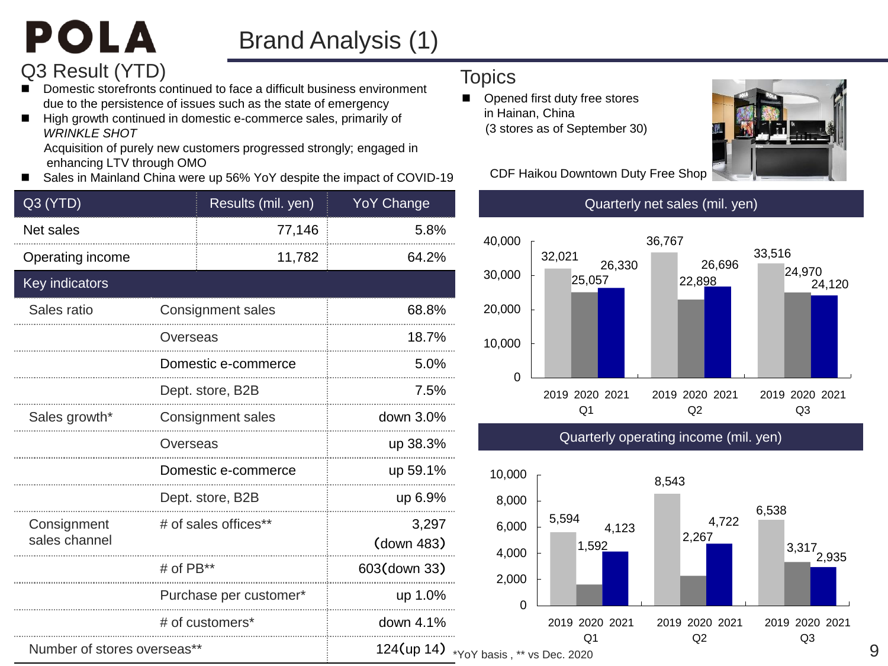# POLA

## Brand Analysis (1)

### Q3 Result (YTD)

- Domestic storefronts continued to face a difficult business environment due to the persistence of issues such as the state of emergency
- High growth continued in domestic e-commerce sales, primarily of *WRINKLE SHOT*
  Acquisition of purely new customers progressed strongly; engaged in enhancing LTV through OMO
- Sales in Mainland China were up 56% YoY despite the impact of COVID-19

| Q3 (YTD) | | Results (mil. yen) | YoY Change |
|---|---|---|---|
| Net sales | | 77,146 | 5.8% |
| Operating income | | 11,782 | 64.2% |
| **Key indicators** | | | |
| Sales ratio | Consignment sales | | 68.8% |
| | Overseas | | 18.7% |
| | Domestic e-commerce | | 5.0% |
| | Dept. store, B2B | | 7.5% |
| Sales growth* | Consignment sales | | down 3.0% |
| | Overseas | | up 38.3% |
| | Domestic e-commerce | | up 59.1% |
| | Dept. store, B2B | | up 6.9% |
| Consignment sales channel | # of sales offices** | | 3,297 (down 483) |
| | # of PB** | | 603(down 33) |
| | Purchase per customer* | | up 1.0% |
| | # of customers* | | down 4.1% |
| Number of stores overseas** | | | 124(up 14) |

*YoY basis , ** vs Dec. 2020

### Topics

- Opened first duty free stores in Hainan, China (3 stores as of September 30)

CDF Haikou Downtown Duty Free Shop

### Quarterly net sales (mil. yen)

| | 2019 | 2020 | 2021 |
|---|---|---|---|
| Q1 | 32,021 | 25,057 | 26,330 |
| Q2 | 36,767 | 22,898 | 26,696 |
| Q3 | 33,516 | 24,970 | 24,120 |

### Quarterly operating income (mil. yen)

| | 2019 | 2020 | 2021 |
|---|---|---|---|
| Q1 | 5,594 | 1,592 | 4,123 |
| Q2 | 8,543 | 2,267 | 4,722 |
| Q3 | 6,538 | 3,317 | 2,935 |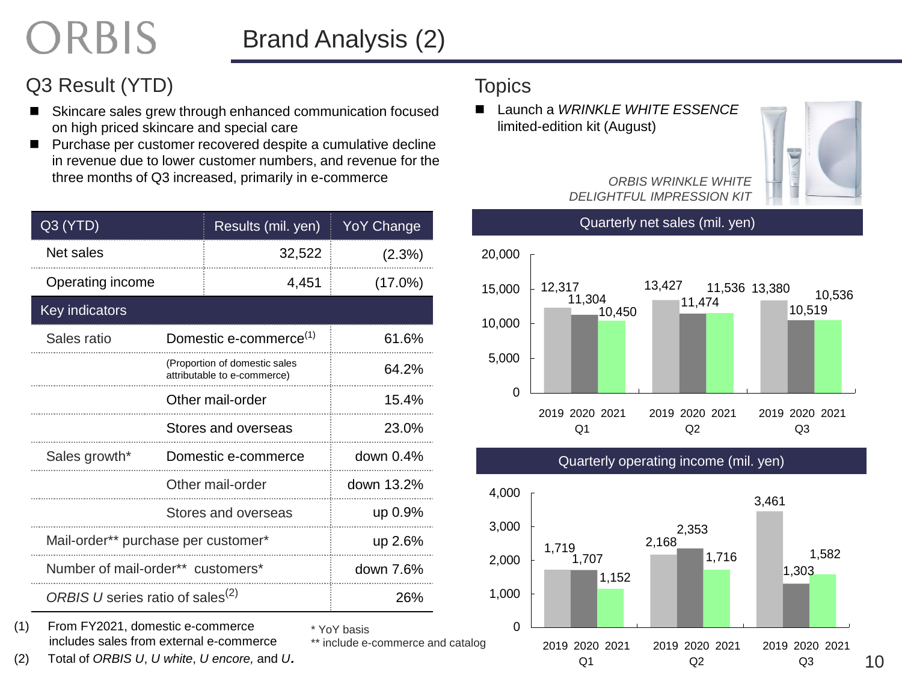# ORBIS Brand Analysis (2)

## Q3 Result (YTD)

- Skincare sales grew through enhanced communication focused on high priced skincare and special care
- Purchase per customer recovered despite a cumulative decline in revenue due to lower customer numbers, and revenue for the three months of Q3 increased, primarily in e-commerce

| Q3 (YTD) | | Results (mil. yen) | YoY Change |
|---|---|---|---|
| Net sales | | 32,522 | (2.3%) |
| Operating income | | 4,451 | (17.0%) |
| **Key indicators** | | | |
| Sales ratio | Domestic e-commerce[1] | | 61.6% |
| | (Proportion of domestic sales attributable to e-commerce) | | 64.2% |
| | Other mail-order | | 15.4% |
| | Stores and overseas | | 23.0% |
| Sales growth* | Domestic e-commerce | | down 0.4% |
| | Other mail-order | | down 13.2% |
| | Stores and overseas | | up 0.9% |
| Mail-order** purchase per customer* | | | up 2.6% |
| Number of mail-order** customers* | | | down 7.6% |
| *ORBIS U* series ratio of sales[2] | | | 26% |

(1) From FY2021, domestic e-commerce includes sales from external e-commerce

(2) Total of *ORBIS U*, *U white*, *U encore,* and *U.*

\* YoY basis

\*\* include e-commerce and catalog

## Topics

- Launch a *WRINKLE WHITE ESSENCE* limited-edition kit (August)

*ORBIS WRINKLE WHITE DELIGHTFUL IMPRESSION KIT*

### Quarterly net sales (mil. yen)

| | 2019 | 2020 | 2021 |
|---|---|---|---|
| Q1 | 12,317 | 11,304 | 10,450 |
| Q2 | 13,427 | 11,474 | 11,536 |
| Q3 | 13,380 | 10,519 | 10,536 |

### Quarterly operating income (mil. yen)

| | 2019 | 2020 | 2021 |
|---|---|---|---|
| Q1 | 1,719 | 1,707 | 1,152 |
| Q2 | 2,168 | 2,353 | 1,716 |
| Q3 | 3,461 | 1,303 | 1,582 |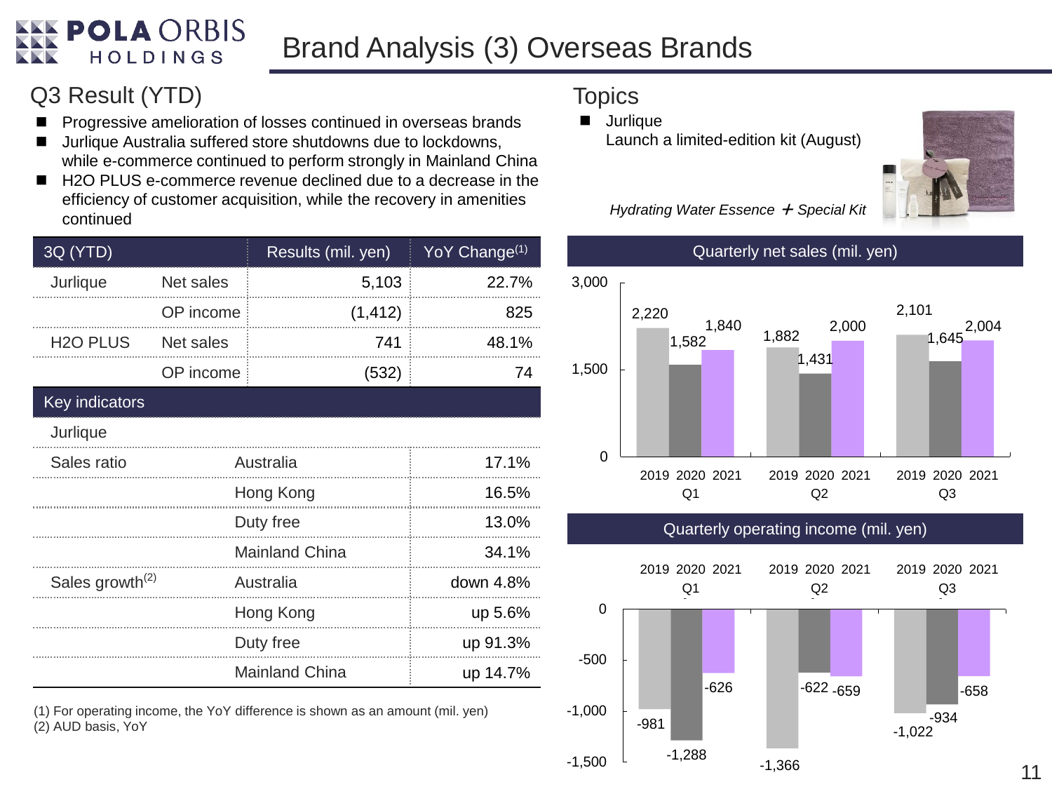# Brand Analysis (3) Overseas Brands

## Q3 Result (YTD)

- Progressive amelioration of losses continued in overseas brands
- Jurlique Australia suffered store shutdowns due to lockdowns, while e-commerce continued to perform strongly in Mainland China
- H2O PLUS e-commerce revenue declined due to a decrease in the efficiency of customer acquisition, while the recovery in amenities continued

| 3Q (YTD) | | Results (mil. yen) | YoY Change[1] |
|---|---|---|---|
| Jurlique | Net sales | 5,103 | 22.7% |
| | OP income | (1,412) | 825 |
| H2O PLUS | Net sales | 741 | 48.1% |
| | OP income | (532) | 74 |

| Key indicators | | |
|---|---|---|
| Jurlique | | |
| Sales ratio | Australia | 17.1% |
| | Hong Kong | 16.5% |
| | Duty free | 13.0% |
| | Mainland China | 34.1% |
| Sales growth[2] | Australia | down 4.8% |
| | Hong Kong | up 5.6% |
| | Duty free | up 91.3% |
| | Mainland China | up 14.7% |

(1) For operating income, the YoY difference is shown as an amount (mil. yen)
(2) AUD basis, YoY

## Topics

- Jurlique
  Launch a limited-edition kit (August)

*Hydrating Water Essence ＋ Special Kit*

### Quarterly net sales (mil. yen)

| | 2019 | 2020 | 2021 |
|---|---|---|---|
| Q1 | 2,220 | 1,582 | 1,840 |
| Q2 | 1,882 | 1,431 | 2,000 |
| Q3 | 2,101 | 1,645 | 2,004 |

### Quarterly operating income (mil. yen)

| | 2019 | 2020 | 2021 |
|---|---|---|---|
| Q1 | -981 | -1,288 | -626 |
| Q2 | -1,366 | -622 | -659 |
| Q3 | -1,022 | -934 | -658 |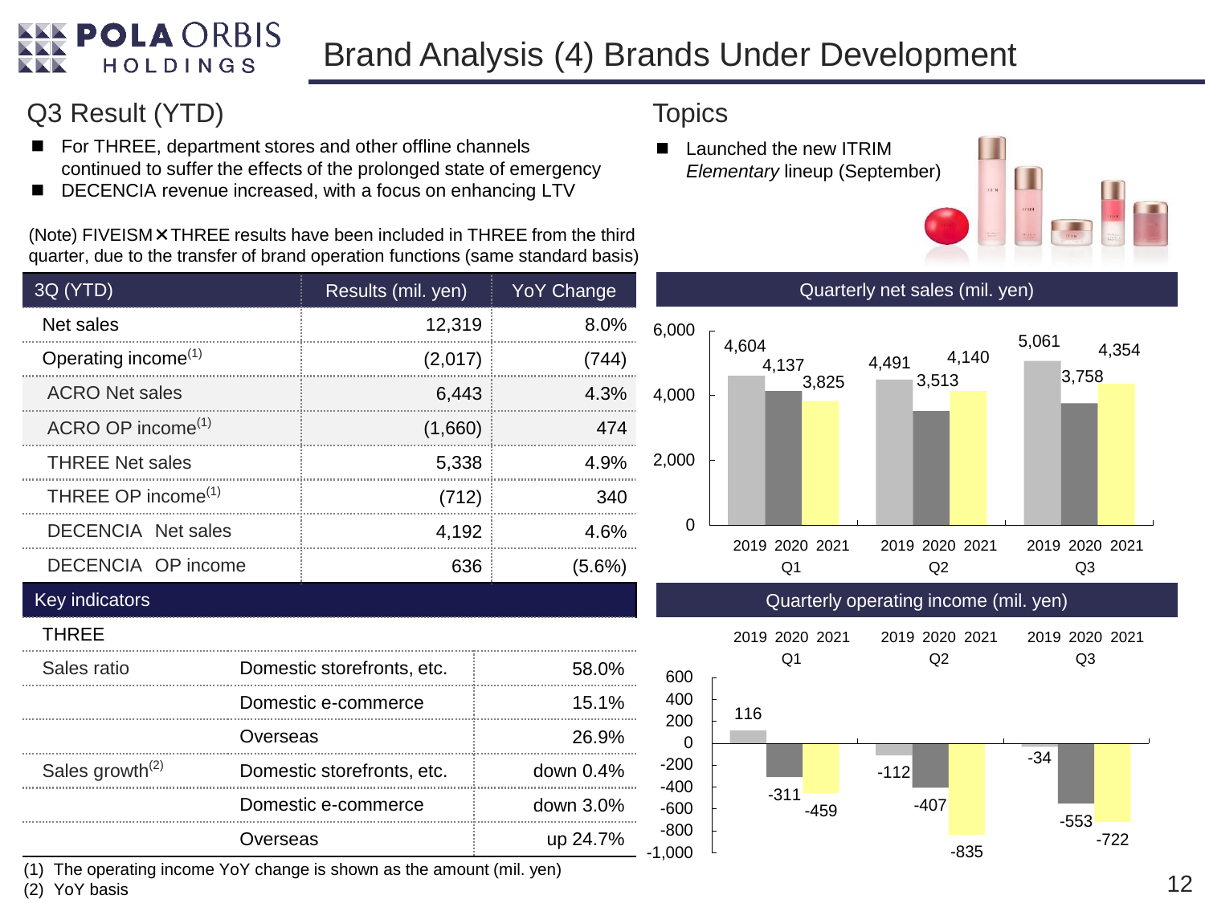# Brand Analysis (4) Brands Under Development

## Q3 Result (YTD)

- For THREE, department stores and other offline channels continued to suffer the effects of the prolonged state of emergency
- DECENCIA revenue increased, with a focus on enhancing LTV

(Note) FIVEISM✕THREE results have been included in THREE from the third quarter, due to the transfer of brand operation functions (same standard basis)

| 3Q (YTD) | Results (mil. yen) | YoY Change |
|---|---|---|
| Net sales | 12,319 | 8.0% |
| Operating income[1] | (2,017) | (744) |
| ACRO Net sales | 6,443 | 4.3% |
| ACRO OP income[1] | (1,660) | 474 |
| THREE Net sales | 5,338 | 4.9% |
| THREE OP income[1] | (712) | 340 |
| DECENCIA Net sales | 4,192 | 4.6% |
| DECENCIA OP income | 636 | (5.6%) |

### Key indicators

| THREE | | |
|---|---|---|
| Sales ratio | Domestic storefronts, etc. | 58.0% |
| | Domestic e-commerce | 15.1% |
| | Overseas | 26.9% |
| Sales growth[2] | Domestic storefronts, etc. | down 0.4% |
| | Domestic e-commerce | down 3.0% |
| | Overseas | up 24.7% |

(1) The operating income YoY change is shown as the amount (mil. yen)
(2) YoY basis

## Topics

- Launched the new ITRIM *Elementary* lineup (September)

### Quarterly net sales (mil. yen)

| | 2019 | 2020 | 2021 |
|---|---|---|---|
| Q1 | 4,604 | 4,137 | 3,825 |
| Q2 | 4,491 | 3,513 | 4,140 |
| Q3 | 5,061 | 3,758 | 4,354 |

### Quarterly operating income (mil. yen)

| | 2019 | 2020 | 2021 |
|---|---|---|---|
| Q1 | 116 | -311 | -459 |
| Q2 | -112 | -407 | -835 |
| Q3 | -34 | -553 | -722 |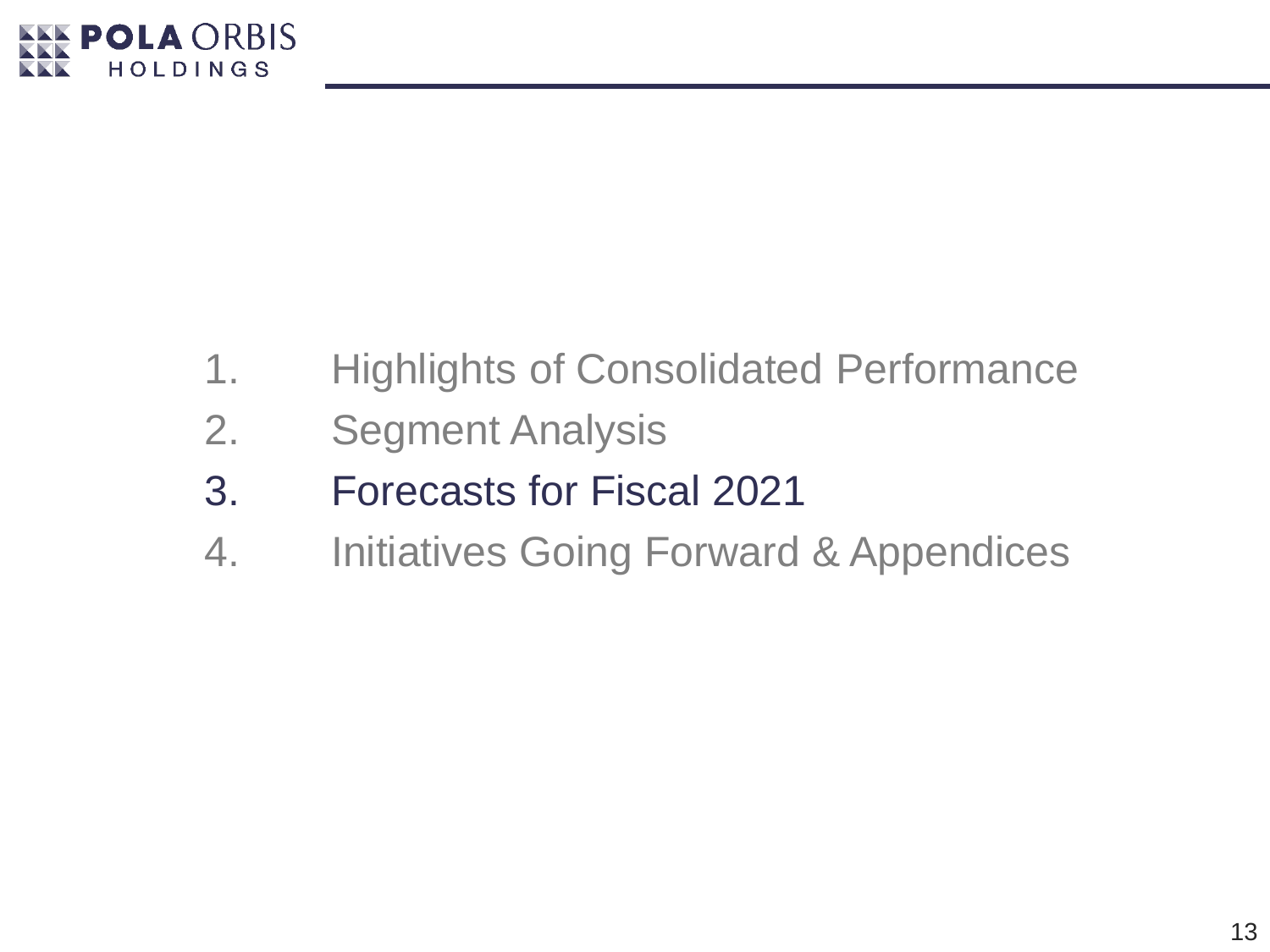1. Highlights of Consolidated Performance
2. Segment Analysis
3. Forecasts for Fiscal 2021
4. Initiatives Going Forward & Appendices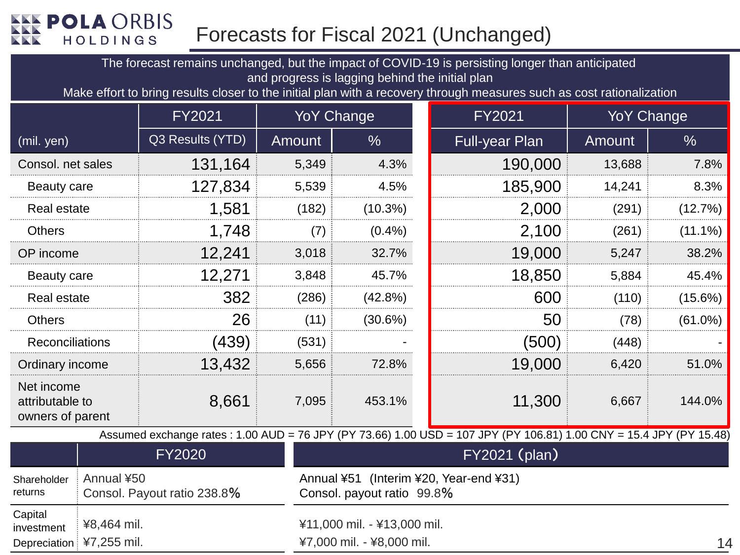# Forecasts for Fiscal 2021 (Unchanged)

The forecast remains unchanged, but the impact of COVID-19 is persisting longer than anticipated and progress is lagging behind the initial plan
Make effort to bring results closer to the initial plan with a recovery through measures such as cost rationalization

| | FY2021 | YoY Change | | FY2021 | YoY Change | |
|---|---|---|---|---|---|---|
| (mil. yen) | Q3 Results (YTD) | Amount | % | Full-year Plan | Amount | % |
| Consol. net sales | 131,164 | 5,349 | 4.3% | 190,000 | 13,688 | 7.8% |
| Beauty care | 127,834 | 5,539 | 4.5% | 185,900 | 14,241 | 8.3% |
| Real estate | 1,581 | (182) | (10.3%) | 2,000 | (291) | (12.7%) |
| Others | 1,748 | (7) | (0.4%) | 2,100 | (261) | (11.1%) |
| OP income | 12,241 | 3,018 | 32.7% | 19,000 | 5,247 | 38.2% |
| Beauty care | 12,271 | 3,848 | 45.7% | 18,850 | 5,884 | 45.4% |
| Real estate | 382 | (286) | (42.8%) | 600 | (110) | (15.6%) |
| Others | 26 | (11) | (30.6%) | 50 | (78) | (61.0%) |
| Reconciliations | (439) | (531) | - | (500) | (448) | - |
| Ordinary income | 13,432 | 5,656 | 72.8% | 19,000 | 6,420 | 51.0% |
| Net income attributable to owners of parent | 8,661 | 7,095 | 453.1% | 11,300 | 6,667 | 144.0% |

Assumed exchange rates : 1.00 AUD = 76 JPY (PY 73.66) 1.00 USD = 107 JPY (PY 106.81) 1.00 CNY = 15.4 JPY (PY 15.48)

| | FY2020 | FY2021 (plan) |
|---|---|---|
| Shareholder returns | Annual ¥50<br>Consol. Payout ratio 238.8% | Annual ¥51 (Interim ¥20, Year-end ¥31)<br>Consol. payout ratio 99.8% |
| Capital investment | ¥8,464 mil. | ¥11,000 mil. - ¥13,000 mil. |
| Depreciation | ¥7,255 mil. | ¥7,000 mil. - ¥8,000 mil. |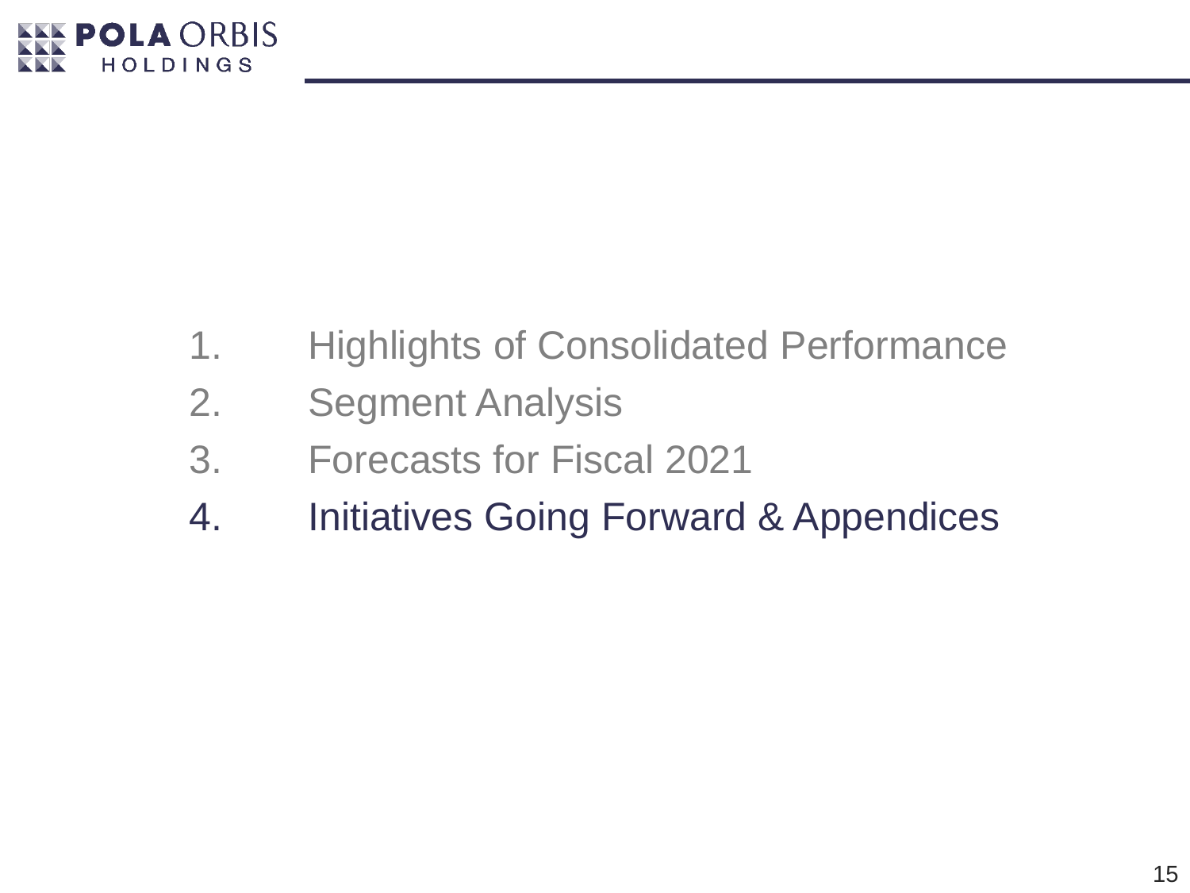1. Highlights of Consolidated Performance
2. Segment Analysis
3. Forecasts for Fiscal 2021
4. Initiatives Going Forward & Appendices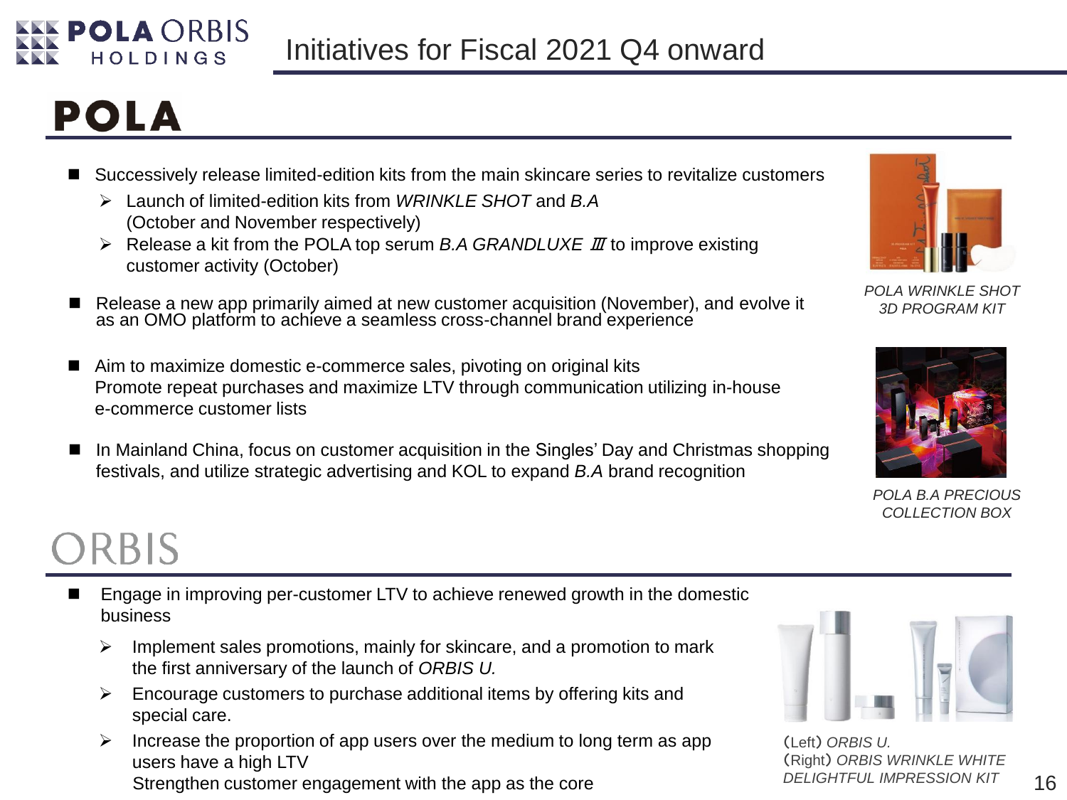# Initiatives for Fiscal 2021 Q4 onward

## POLA

- Successively release limited-edition kits from the main skincare series to revitalize customers
  - Launch of limited-edition kits from *WRINKLE SHOT* and *B.A* (October and November respectively)
  - Release a kit from the POLA top serum *B.A GRANDLUXE Ⅲ* to improve existing customer activity (October)
- Release a new app primarily aimed at new customer acquisition (November), and evolve it as an OMO platform to achieve a seamless cross-channel brand experience
- Aim to maximize domestic e-commerce sales, pivoting on original kits
  Promote repeat purchases and maximize LTV through communication utilizing in-house e-commerce customer lists
- In Mainland China, focus on customer acquisition in the Singles' Day and Christmas shopping festivals, and utilize strategic advertising and KOL to expand *B.A* brand recognition

*POLA WRINKLE SHOT 3D PROGRAM KIT*

*POLA B.A PRECIOUS COLLECTION BOX*

## ORBIS

- Engage in improving per-customer LTV to achieve renewed growth in the domestic business
  - Implement sales promotions, mainly for skincare, and a promotion to mark the first anniversary of the launch of *ORBIS U.*
  - Encourage customers to purchase additional items by offering kits and special care.
  - Increase the proportion of app users over the medium to long term as app users have a high LTV
    Strengthen customer engagement with the app as the core

(Left) *ORBIS U.*
(Right) *ORBIS WRINKLE WHITE DELIGHTFUL IMPRESSION KIT*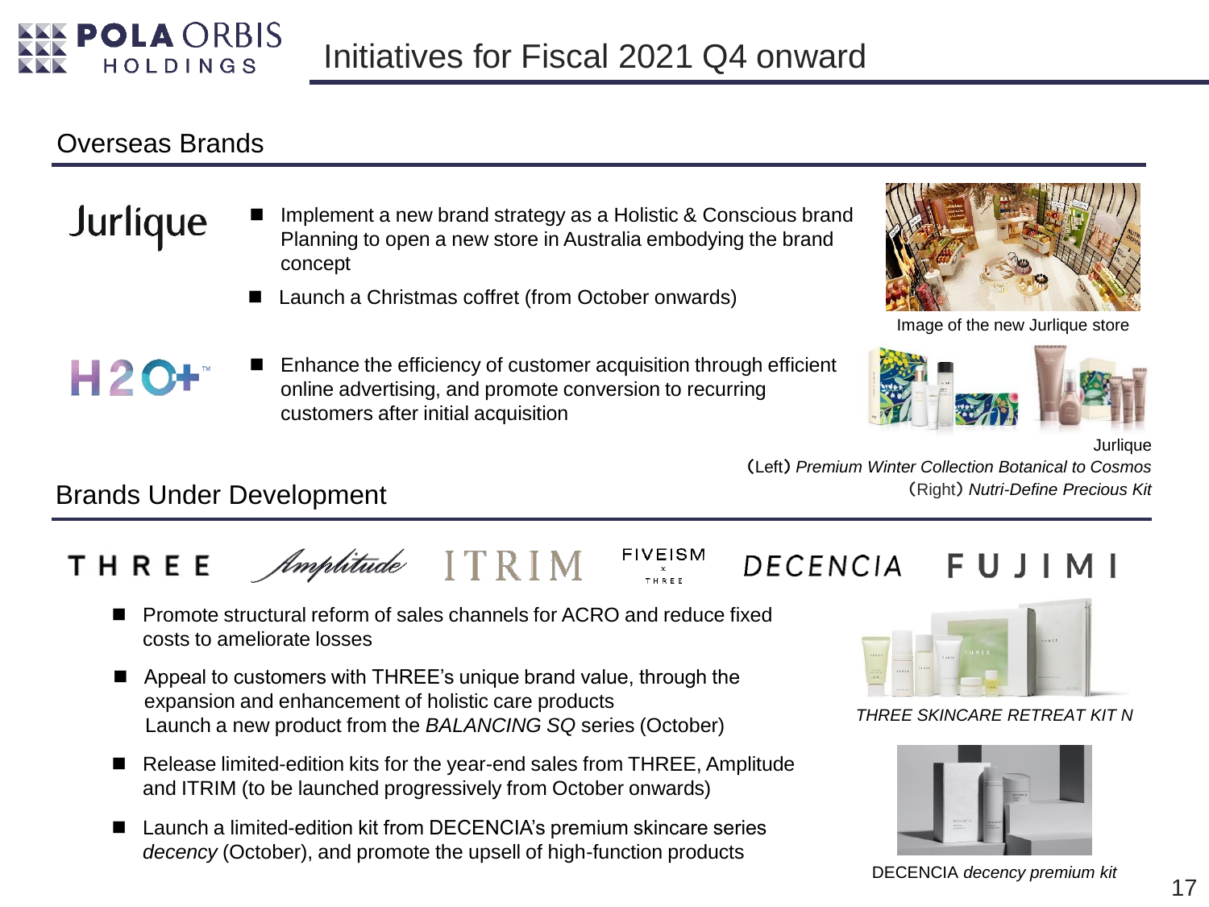# Initiatives for Fiscal 2021 Q4 onward

## Overseas Brands

**Jurlique**

- Implement a new brand strategy as a Holistic & Conscious brand
  Planning to open a new store in Australia embodying the brand concept
- Launch a Christmas coffret (from October onwards)

Image of the new Jurlique store

**H2O+**

- Enhance the efficiency of customer acquisition through efficient online advertising, and promote conversion to recurring customers after initial acquisition

Jurlique
(Left) *Premium Winter Collection Botanical to Cosmos*
(Right) *Nutri-Define Precious Kit*

## Brands Under Development

THREE, Amplitude, ITRIM, FIVEISM × THREE, DECENCIA, FUJIMI

- Promote structural reform of sales channels for ACRO and reduce fixed costs to ameliorate losses
- Appeal to customers with THREE's unique brand value, through the expansion and enhancement of holistic care products
  Launch a new product from the *BALANCING SQ* series (October)
- Release limited-edition kits for the year-end sales from THREE, Amplitude and ITRIM (to be launched progressively from October onwards)
- Launch a limited-edition kit from DECENCIA's premium skincare series *decency* (October), and promote the upsell of high-function products

*THREE SKINCARE RETREAT KIT N*

DECENCIA *decency premium kit*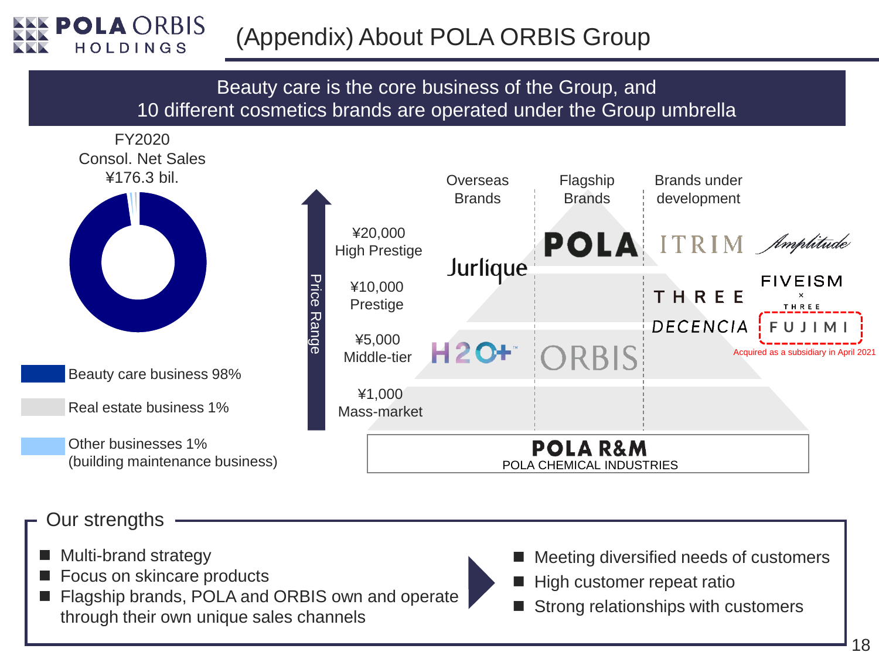# (Appendix) About POLA ORBIS Group

**Beauty care is the core business of the Group, and 10 different cosmetics brands are operated under the Group umbrella**

FY2020
Consol. Net Sales
¥176.3 bil.

- Beauty care business 98%
- Real estate business 1%
- Other businesses 1% (building maintenance business)

Price Range

| Price Range | Overseas Brands | Flagship Brands | Brands under development | |
|---|---|---|---|---|
| ¥20,000 High Prestige | Jurlique | POLA | ITRIM | Amplitude |
| ¥10,000 Prestige | | | THREE | FIVEISM × THREE |
| | | | DECENCIA | FUJIMI (Acquired as a subsidiary in April 2021) |
| ¥5,000 Middle-tier | H2O+ | ORBIS | | |
| ¥1,000 Mass-market | | | | |

POLA R&M
POLA CHEMICAL INDUSTRIES

## Our strengths

- Multi-brand strategy
- Focus on skincare products
- Flagship brands, POLA and ORBIS own and operate through their own unique sales channels

→

- Meeting diversified needs of customers
- High customer repeat ratio
- Strong relationships with customers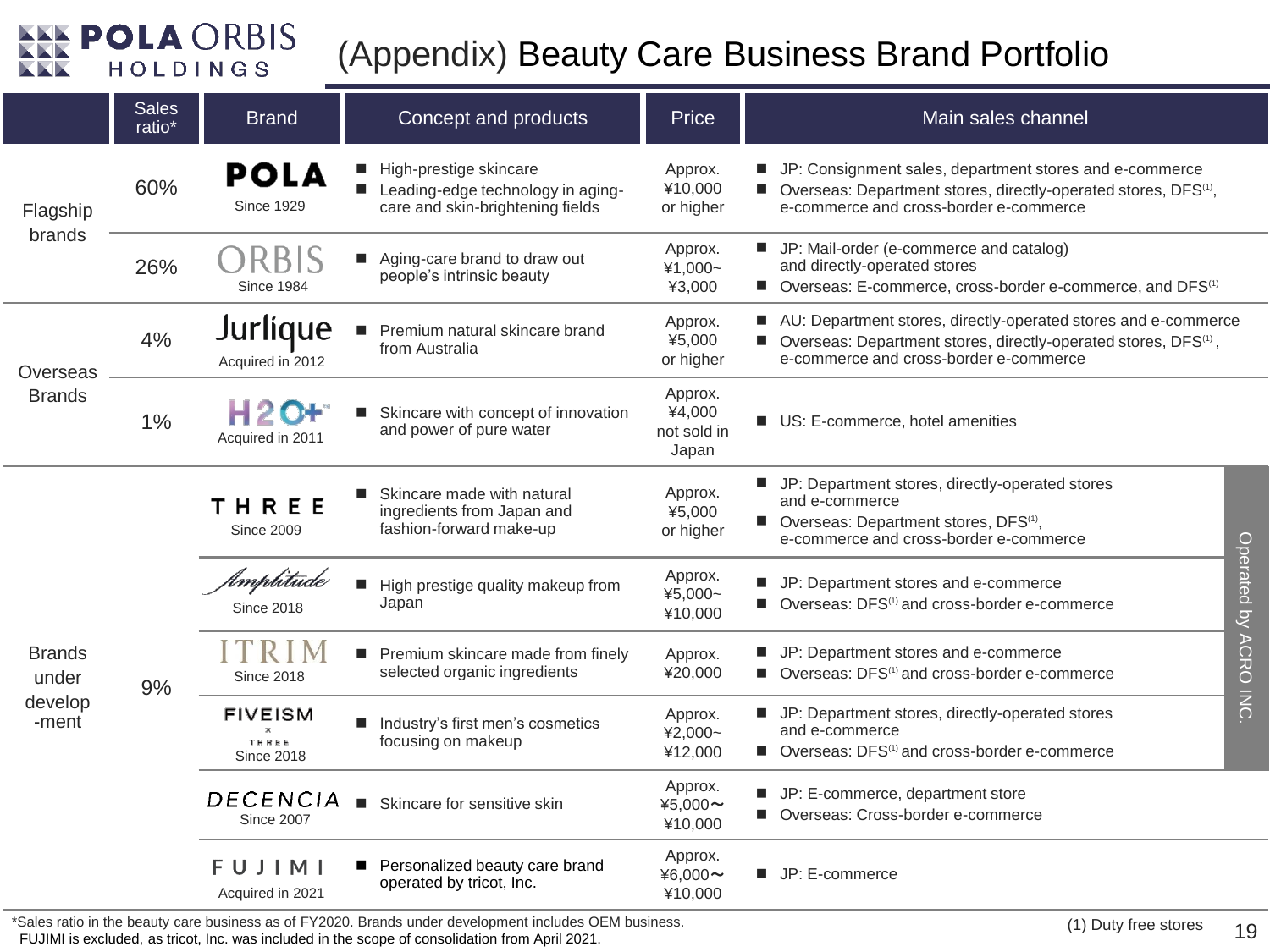# (Appendix) Beauty Care Business Brand Portfolio

| | Sales ratio* | Brand | Concept and products | Price | Main sales channel |
|---|---|---|---|---|---|
| Flagship brands | 60% | POLA Since 1929 | ■ High-prestige skincare<br>■ Leading-edge technology in aging-care and skin-brightening fields | Approx. ¥10,000 or higher | ■ JP: Consignment sales, department stores and e-commerce<br>■ Overseas: Department stores, directly-operated stores, DFS(1), e-commerce and cross-border e-commerce |
| | 26% | ORBIS Since 1984 | ■ Aging-care brand to draw out people's intrinsic beauty | Approx. ¥1,000~ ¥3,000 | ■ JP: Mail-order (e-commerce and catalog) and directly-operated stores<br>■ Overseas: E-commerce, cross-border e-commerce, and DFS(1) |
| Overseas Brands | 4% | Jurlique Acquired in 2012 | ■ Premium natural skincare brand from Australia | Approx. ¥5,000 or higher | ■ AU: Department stores, directly-operated stores and e-commerce<br>■ Overseas: Department stores, directly-operated stores, DFS(1), e-commerce and cross-border e-commerce |
| | 1% | H2O+ Acquired in 2011 | ■ Skincare with concept of innovation and power of pure water | Approx. ¥4,000 not sold in Japan | ■ US: E-commerce, hotel amenities |
| Brands under develop-ment | 9% | THREE Since 2009 | ■ Skincare made with natural ingredients from Japan and fashion-forward make-up | Approx. ¥5,000 or higher | ■ JP: Department stores, directly-operated stores and e-commerce<br>■ Overseas: Department stores, DFS(1), e-commerce and cross-border e-commerce (Operated by ACRO INC.) |
| | | Amplitude Since 2018 | ■ High prestige quality makeup from Japan | Approx. ¥5,000~ ¥10,000 | ■ JP: Department stores and e-commerce<br>■ Overseas: DFS(1) and cross-border e-commerce (Operated by ACRO INC.) |
| | | ITRIM Since 2018 | ■ Premium skincare made from finely selected organic ingredients | Approx. ¥20,000 | ■ JP: Department stores and e-commerce<br>■ Overseas: DFS(1) and cross-border e-commerce (Operated by ACRO INC.) |
| | | FIVEISM × THREE Since 2018 | ■ Industry's first men's cosmetics focusing on makeup | Approx. ¥2,000~ ¥12,000 | ■ JP: Department stores, directly-operated stores and e-commerce<br>■ Overseas: DFS(1) and cross-border e-commerce (Operated by ACRO INC.) |
| | | DECENCIA Since 2007 | ■ Skincare for sensitive skin | Approx. ¥5,000~ ¥10,000 | ■ JP: E-commerce, department store<br>■ Overseas: Cross-border e-commerce |
| | | FUJIMI Acquired in 2021 | ■ Personalized beauty care brand operated by tricot, Inc. | Approx. ¥6,000~ ¥10,000 | ■ JP: E-commerce |

*Sales ratio in the beauty care business as of FY2020. Brands under development includes OEM business. FUJIMI is excluded, as tricot, Inc. was included in the scope of consolidation from April 2021.

(1) Duty free stores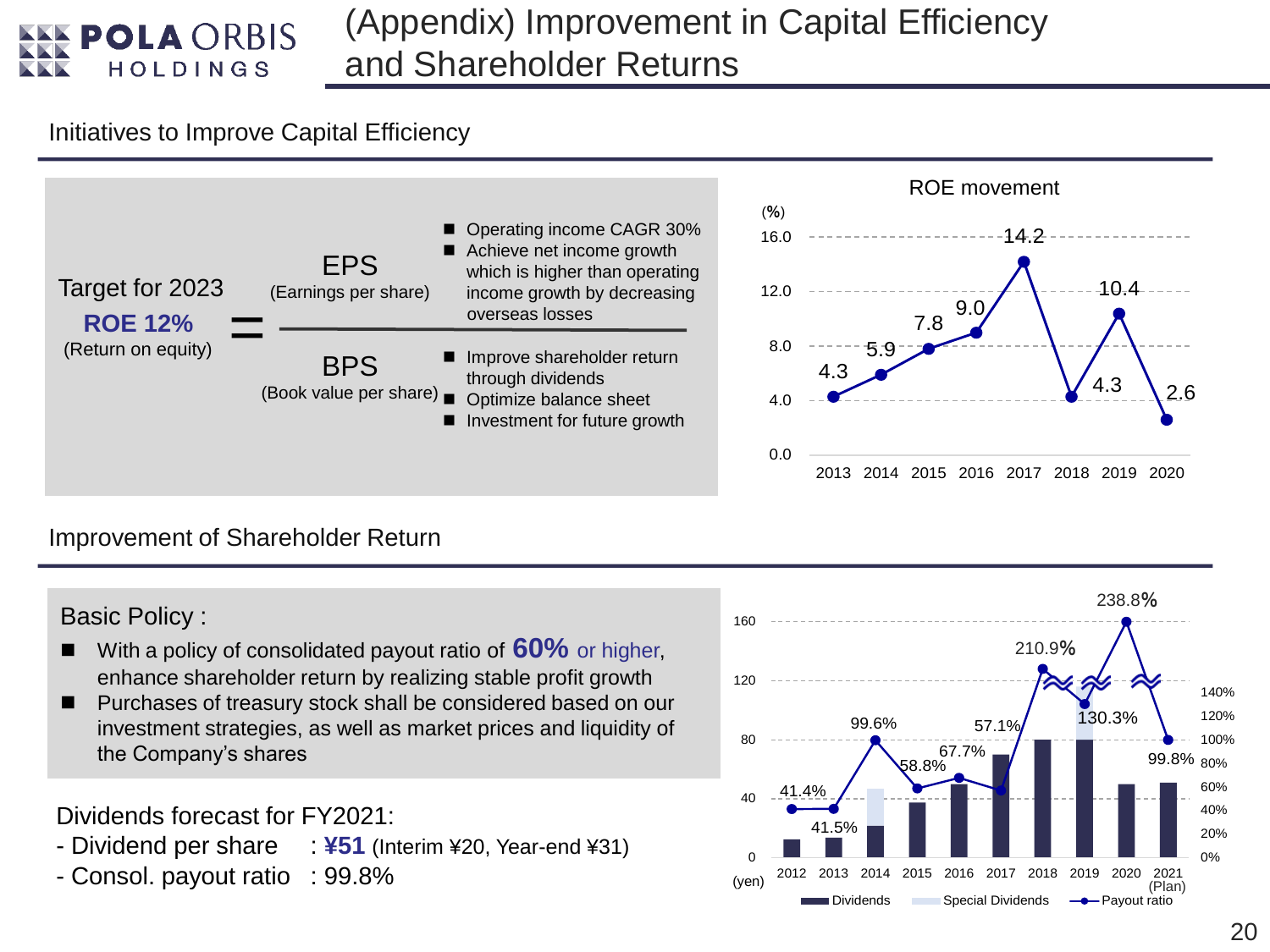# (Appendix) Improvement in Capital Efficiency and Shareholder Returns

## Initiatives to Improve Capital Efficiency

Target for 2023
**ROE 12%**
(Return on equity)

=

**EPS** (Earnings per share)
- Operating income CAGR 30%
- Achieve net income growth which is higher than operating income growth by decreasing overseas losses

───────────────

**BPS** (Book value per share)
- Improve shareholder return through dividends
- Optimize balance sheet
- Investment for future growth

### ROE movement

(%)

| Year | 2013 | 2014 | 2015 | 2016 | 2017 | 2018 | 2019 | 2020 |
|---|---|---|---|---|---|---|---|---|
| ROE | 4.3 | 5.9 | 7.8 | 9.0 | 14.2 | 4.3 | 10.4 | 2.6 |

## Improvement of Shareholder Return

Basic Policy :
- With a policy of consolidated payout ratio of **60%** or higher, enhance shareholder return by realizing stable profit growth
- Purchases of treasury stock shall be considered based on our investment strategies, as well as market prices and liquidity of the Company's shares

Dividends forecast for FY2021:
- Dividend per share : **¥51** (Interim ¥20, Year-end ¥31)
- Consol. payout ratio : 99.8%

| Year | 2012 | 2013 | 2014 | 2015 | 2016 | 2017 | 2018 | 2019 | 2020 | 2021 (Plan) |
|---|---|---|---|---|---|---|---|---|---|---|
| Payout ratio | 41.4% | 41.5% | 99.6% | 58.8% | 67.7% | 57.1% | 210.9% | 130.3% | 238.8% | 99.8% |

(yen) Legend: Dividends / Special Dividends / Payout ratio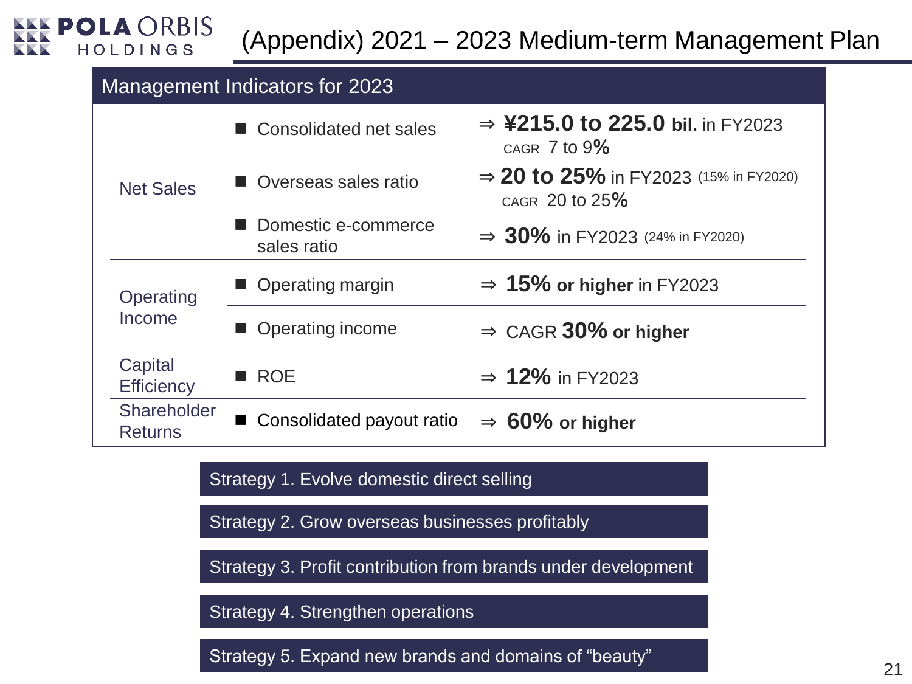# (Appendix) 2021 – 2023 Medium-term Management Plan

## Management Indicators for 2023

| | | |
|---|---|---|
| Net Sales | ■ Consolidated net sales | ⇒ **¥215.0 to 225.0 bil.** in FY2023<br>CAGR 7 to 9**%** |
| | ■ Overseas sales ratio | ⇒ **20 to 25%** in FY2023 (15% in FY2020)<br>CAGR 20 to 25**%** |
| | ■ Domestic e-commerce sales ratio | ⇒ **30%** in FY2023 (24% in FY2020) |
| Operating Income | ■ Operating margin | ⇒ **15% or higher** in FY2023 |
| | ■ Operating income | ⇒ CAGR **30% or higher** |
| Capital Efficiency | ■ ROE | ⇒ **12%** in FY2023 |
| Shareholder Returns | ■ Consolidated payout ratio | ⇒ **60% or higher** |

- Strategy 1. Evolve domestic direct selling
- Strategy 2. Grow overseas businesses profitably
- Strategy 3. Profit contribution from brands under development
- Strategy 4. Strengthen operations
- Strategy 5. Expand new brands and domains of "beauty"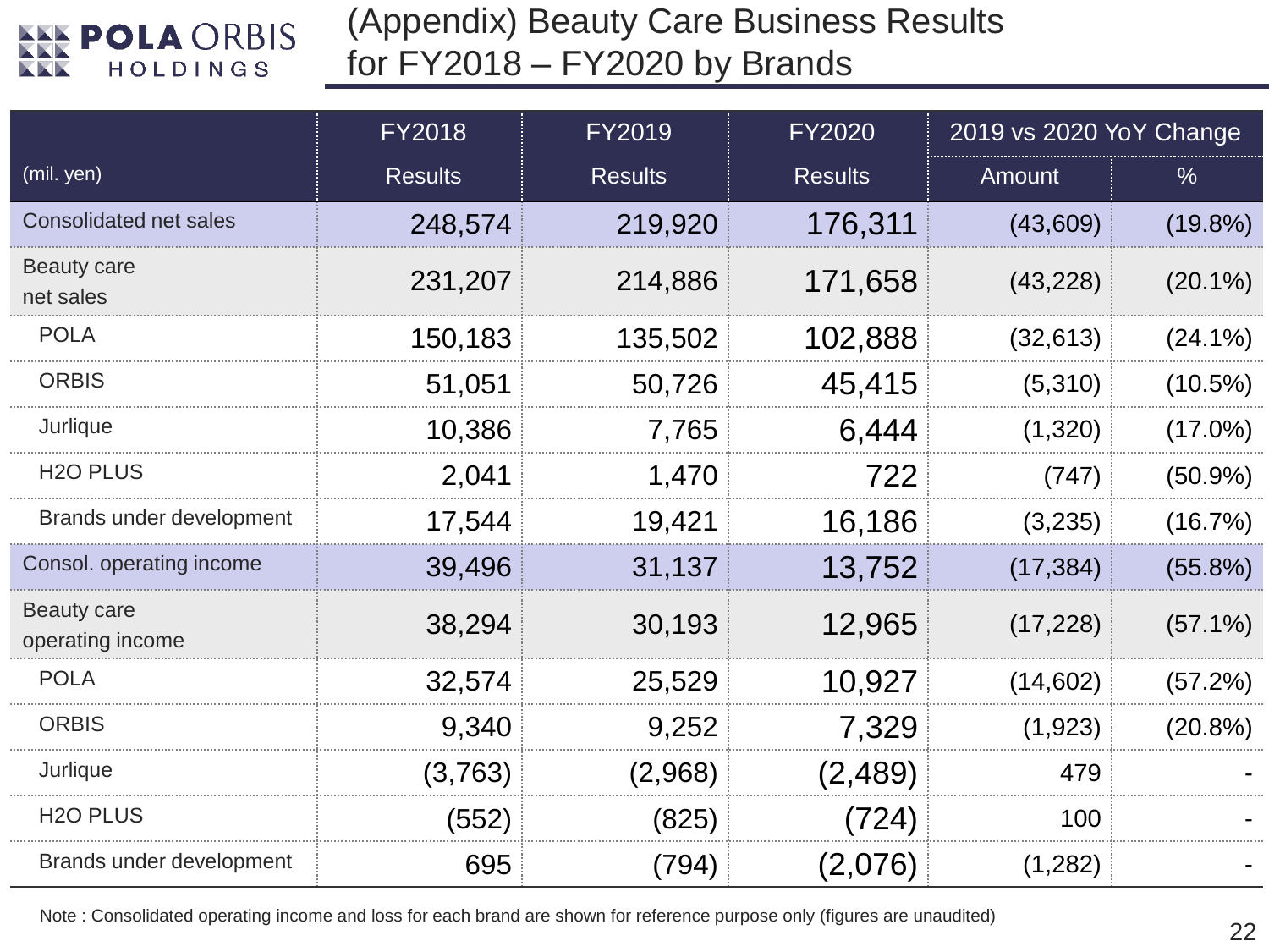# (Appendix) Beauty Care Business Results for FY2018 – FY2020 by Brands

| | FY2018 | FY2019 | FY2020 | 2019 vs 2020 YoY Change | |
|---|---|---|---|---|---|
| (mil. yen) | Results | Results | Results | Amount | % |
| Consolidated net sales | 248,574 | 219,920 | 176,311 | (43,609) | (19.8%) |
| Beauty care net sales | 231,207 | 214,886 | 171,658 | (43,228) | (20.1%) |
| POLA | 150,183 | 135,502 | 102,888 | (32,613) | (24.1%) |
| ORBIS | 51,051 | 50,726 | 45,415 | (5,310) | (10.5%) |
| Jurlique | 10,386 | 7,765 | 6,444 | (1,320) | (17.0%) |
| H2O PLUS | 2,041 | 1,470 | 722 | (747) | (50.9%) |
| Brands under development | 17,544 | 19,421 | 16,186 | (3,235) | (16.7%) |
| Consol. operating income | 39,496 | 31,137 | 13,752 | (17,384) | (55.8%) |
| Beauty care operating income | 38,294 | 30,193 | 12,965 | (17,228) | (57.1%) |
| POLA | 32,574 | 25,529 | 10,927 | (14,602) | (57.2%) |
| ORBIS | 9,340 | 9,252 | 7,329 | (1,923) | (20.8%) |
| Jurlique | (3,763) | (2,968) | (2,489) | 479 | - |
| H2O PLUS | (552) | (825) | (724) | 100 | - |
| Brands under development | 695 | (794) | (2,076) | (1,282) | - |

Note : Consolidated operating income and loss for each brand are shown for reference purpose only (figures are unaudited)